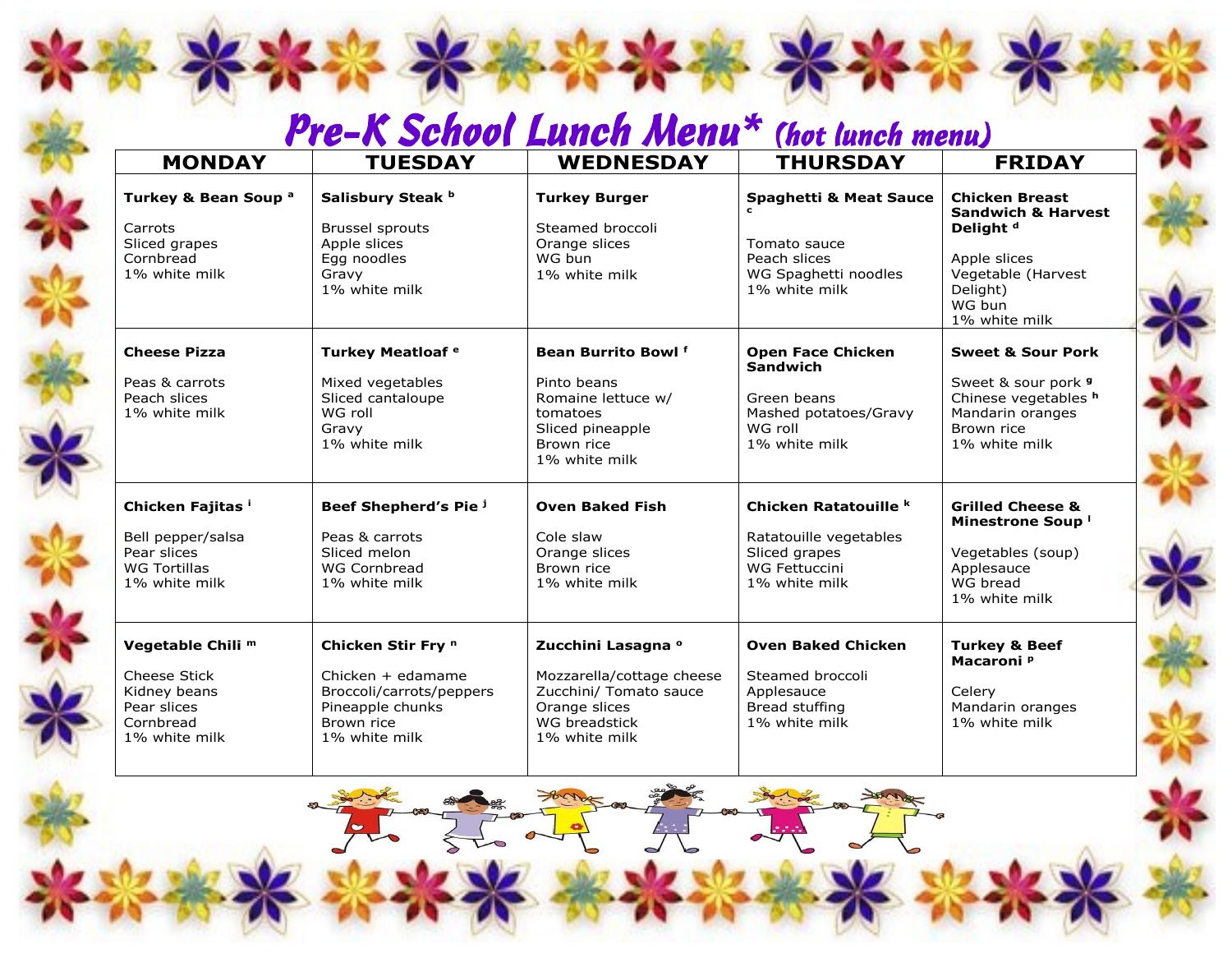# Pre-K School Lunch Menu* (hot lunch menu)

| MONDAY | TUESDAY | WEDNESDAY | THURSDAY | FRIDAY |
|---|---|---|---|---|
| **Turkey & Bean Soup** [a]<br><br>Carrots<br>Sliced grapes<br>Cornbread<br>1% white milk | **Salisbury Steak** [b]<br><br>Brussel sprouts<br>Apple slices<br>Egg noodles<br>Gravy<br>1% white milk | **Turkey Burger**<br><br>Steamed broccoli<br>Orange slices<br>WG bun<br>1% white milk | **Spaghetti & Meat Sauce** [c]<br><br>Tomato sauce<br>Peach slices<br>WG Spaghetti noodles<br>1% white milk | **Chicken Breast Sandwich & Harvest Delight** [d]<br><br>Apple slices<br>Vegetable (Harvest Delight)<br>WG bun<br>1% white milk |
| **Cheese Pizza**<br><br>Peas & carrots<br>Peach slices<br>1% white milk | **Turkey Meatloaf** [e]<br><br>Mixed vegetables<br>Sliced cantaloupe<br>WG roll<br>Gravy<br>1% white milk | **Bean Burrito Bowl** [f]<br><br>Pinto beans<br>Romaine lettuce w/ tomatoes<br>Sliced pineapple<br>Brown rice<br>1% white milk | **Open Face Chicken Sandwich**<br><br>Green beans<br>Mashed potatoes/Gravy<br>WG roll<br>1% white milk | **Sweet & Sour Pork**<br><br>Sweet & sour pork [g]<br>Chinese vegetables [h]<br>Mandarin oranges<br>Brown rice<br>1% white milk |
| **Chicken Fajitas** [i]<br><br>Bell pepper/salsa<br>Pear slices<br>WG Tortillas<br>1% white milk | **Beef Shepherd's Pie** [j]<br><br>Peas & carrots<br>Sliced melon<br>WG Cornbread<br>1% white milk | **Oven Baked Fish**<br><br>Cole slaw<br>Orange slices<br>Brown rice<br>1% white milk | **Chicken Ratatouille** [k]<br><br>Ratatouille vegetables<br>Sliced grapes<br>WG Fettuccini<br>1% white milk | **Grilled Cheese & Minestrone Soup** [l]<br><br>Vegetables (soup)<br>Applesauce<br>WG bread<br>1% white milk |
| **Vegetable Chili** [m]<br><br>Cheese Stick<br>Kidney beans<br>Pear slices<br>Cornbread<br>1% white milk | **Chicken Stir Fry** [n]<br><br>Chicken + edamame<br>Broccoli/carrots/peppers<br>Pineapple chunks<br>Brown rice<br>1% white milk | **Zucchini Lasagna** [o]<br><br>Mozzarella/cottage cheese<br>Zucchini/ Tomato sauce<br>Orange slices<br>WG breadstick<br>1% white milk | **Oven Baked Chicken**<br><br>Steamed broccoli<br>Applesauce<br>Bread stuffing<br>1% white milk | **Turkey & Beef Macaroni** [p]<br><br>Celery<br>Mandarin oranges<br>1% white milk |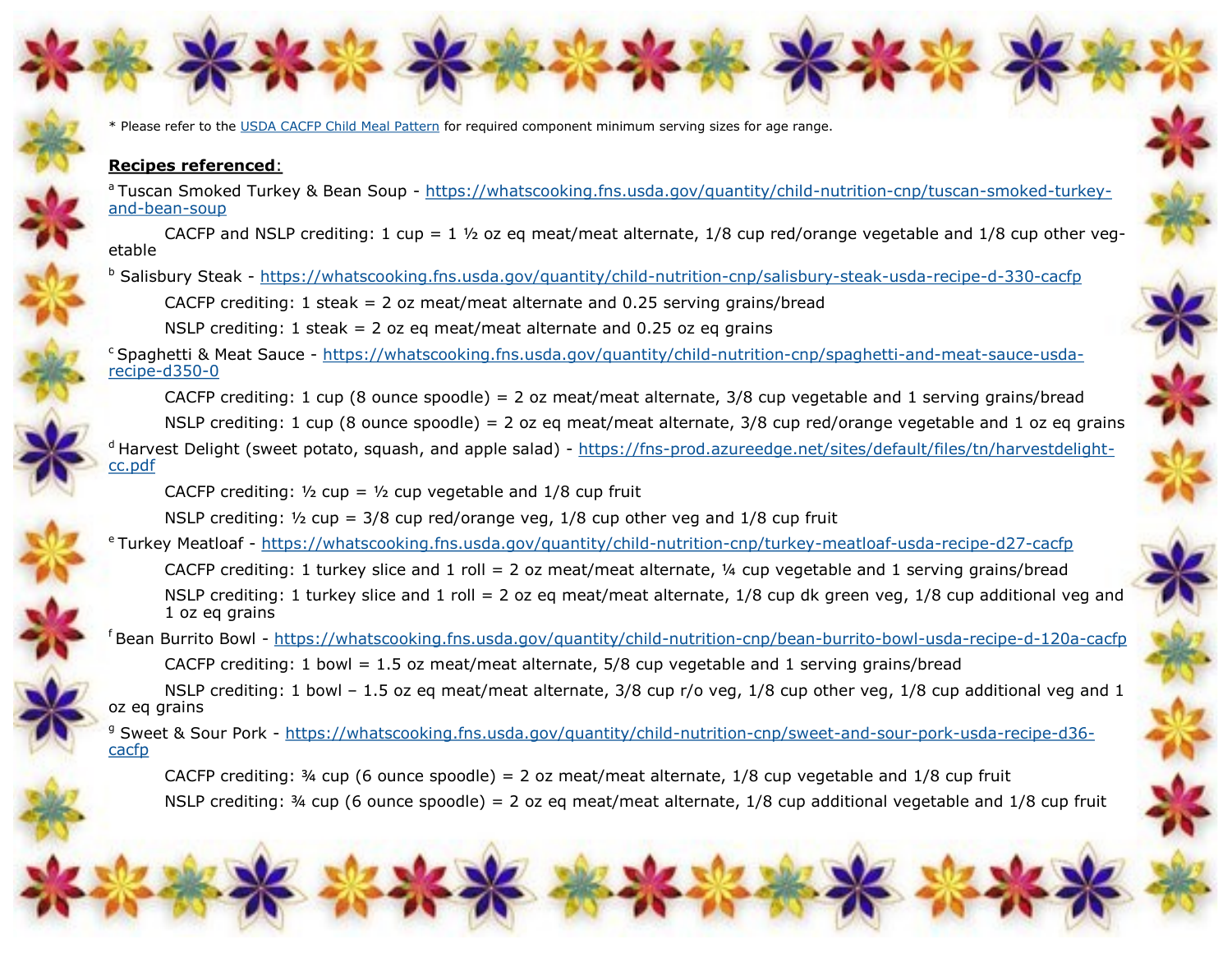* Please refer to the [USDA CACFP Child Meal Pattern](USDA CACFP Child Meal Pattern) for required component minimum serving sizes for age range.

**Recipes referenced**:

[a] Tuscan Smoked Turkey & Bean Soup - https://whatscooking.fns.usda.gov/quantity/child-nutrition-cnp/tuscan-smoked-turkey-and-bean-soup

CACFP and NSLP crediting: 1 cup = 1 ½ oz eq meat/meat alternate, 1/8 cup red/orange vegetable and 1/8 cup other vegetable

[b] Salisbury Steak - https://whatscooking.fns.usda.gov/quantity/child-nutrition-cnp/salisbury-steak-usda-recipe-d-330-cacfp

CACFP crediting: 1 steak = 2 oz meat/meat alternate and 0.25 serving grains/bread

NSLP crediting: 1 steak = 2 oz eq meat/meat alternate and 0.25 oz eq grains

[c] Spaghetti & Meat Sauce - https://whatscooking.fns.usda.gov/quantity/child-nutrition-cnp/spaghetti-and-meat-sauce-usda-recipe-d350-0

CACFP crediting: 1 cup (8 ounce spoodle) = 2 oz meat/meat alternate, 3/8 cup vegetable and 1 serving grains/bread

NSLP crediting: 1 cup (8 ounce spoodle) = 2 oz eq meat/meat alternate, 3/8 cup red/orange vegetable and 1 oz eq grains

[d] Harvest Delight (sweet potato, squash, and apple salad) - https://fns-prod.azureedge.net/sites/default/files/tn/harvestdelight-cc.pdf

CACFP crediting: ½ cup = ½ cup vegetable and 1/8 cup fruit

NSLP crediting: ½ cup = 3/8 cup red/orange veg, 1/8 cup other veg and 1/8 cup fruit

[e] Turkey Meatloaf - https://whatscooking.fns.usda.gov/quantity/child-nutrition-cnp/turkey-meatloaf-usda-recipe-d27-cacfp

CACFP crediting: 1 turkey slice and 1 roll = 2 oz meat/meat alternate, ¼ cup vegetable and 1 serving grains/bread

NSLP crediting: 1 turkey slice and 1 roll = 2 oz eq meat/meat alternate, 1/8 cup dk green veg, 1/8 cup additional veg and 1 oz eq grains

[f] Bean Burrito Bowl - https://whatscooking.fns.usda.gov/quantity/child-nutrition-cnp/bean-burrito-bowl-usda-recipe-d-120a-cacfp

CACFP crediting: 1 bowl = 1.5 oz meat/meat alternate, 5/8 cup vegetable and 1 serving grains/bread

NSLP crediting: 1 bowl – 1.5 oz eq meat/meat alternate, 3/8 cup r/o veg, 1/8 cup other veg, 1/8 cup additional veg and 1 oz eq grains

[g] Sweet & Sour Pork - https://whatscooking.fns.usda.gov/quantity/child-nutrition-cnp/sweet-and-sour-pork-usda-recipe-d36-cacfp

CACFP crediting: ¾ cup (6 ounce spoodle) = 2 oz meat/meat alternate, 1/8 cup vegetable and 1/8 cup fruit

NSLP crediting: ¾ cup (6 ounce spoodle) = 2 oz eq meat/meat alternate, 1/8 cup additional vegetable and 1/8 cup fruit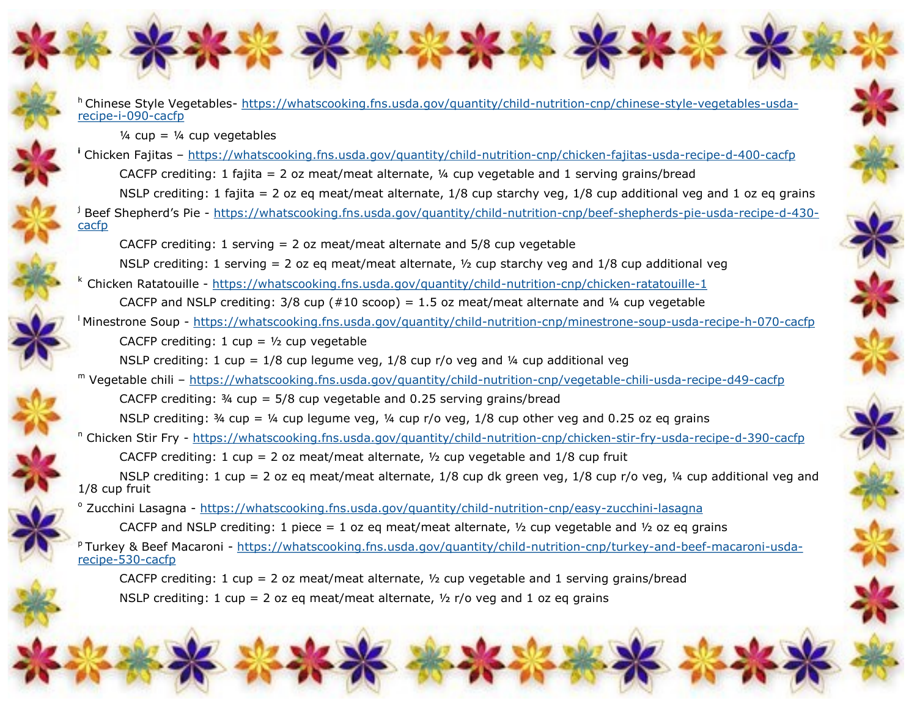[h] Chinese Style Vegetables- [https://whatscooking.fns.usda.gov/quantity/child-nutrition-cnp/chinese-style-vegetables-usda-recipe-i-090-cacfp](https://whatscooking.fns.usda.gov/quantity/child-nutrition-cnp/chinese-style-vegetables-usda-recipe-i-090-cacfp)

¼ cup = ¼ cup vegetables

[i] Chicken Fajitas – [https://whatscooking.fns.usda.gov/quantity/child-nutrition-cnp/chicken-fajitas-usda-recipe-d-400-cacfp](https://whatscooking.fns.usda.gov/quantity/child-nutrition-cnp/chicken-fajitas-usda-recipe-d-400-cacfp)

CACFP crediting: 1 fajita = 2 oz meat/meat alternate, ¼ cup vegetable and 1 serving grains/bread

NSLP crediting: 1 fajita = 2 oz eq meat/meat alternate, 1/8 cup starchy veg, 1/8 cup additional veg and 1 oz eq grains

[j] Beef Shepherd's Pie - [https://whatscooking.fns.usda.gov/quantity/child-nutrition-cnp/beef-shepherds-pie-usda-recipe-d-430-cacfp](https://whatscooking.fns.usda.gov/quantity/child-nutrition-cnp/beef-shepherds-pie-usda-recipe-d-430-cacfp)

CACFP crediting: 1 serving = 2 oz meat/meat alternate and 5/8 cup vegetable

NSLP crediting: 1 serving = 2 oz eq meat/meat alternate, ½ cup starchy veg and 1/8 cup additional veg

[k] Chicken Ratatouille - [https://whatscooking.fns.usda.gov/quantity/child-nutrition-cnp/chicken-ratatouille-1](https://whatscooking.fns.usda.gov/quantity/child-nutrition-cnp/chicken-ratatouille-1)

CACFP and NSLP crediting: 3/8 cup (#10 scoop) = 1.5 oz meat/meat alternate and ¼ cup vegetable

[l] Minestrone Soup - [https://whatscooking.fns.usda.gov/quantity/child-nutrition-cnp/minestrone-soup-usda-recipe-h-070-cacfp](https://whatscooking.fns.usda.gov/quantity/child-nutrition-cnp/minestrone-soup-usda-recipe-h-070-cacfp)

CACFP crediting: 1 cup = ½ cup vegetable

NSLP crediting: 1 cup = 1/8 cup legume veg, 1/8 cup r/o veg and ¼ cup additional veg

[m] Vegetable chili – [https://whatscooking.fns.usda.gov/quantity/child-nutrition-cnp/vegetable-chili-usda-recipe-d49-cacfp](https://whatscooking.fns.usda.gov/quantity/child-nutrition-cnp/vegetable-chili-usda-recipe-d49-cacfp)

CACFP crediting: ¾ cup = 5/8 cup vegetable and 0.25 serving grains/bread

NSLP crediting: ¾ cup = ¼ cup legume veg, ¼ cup r/o veg, 1/8 cup other veg and 0.25 oz eq grains

[n] Chicken Stir Fry - [https://whatscooking.fns.usda.gov/quantity/child-nutrition-cnp/chicken-stir-fry-usda-recipe-d-390-cacfp](https://whatscooking.fns.usda.gov/quantity/child-nutrition-cnp/chicken-stir-fry-usda-recipe-d-390-cacfp)

CACFP crediting: 1 cup = 2 oz meat/meat alternate, ½ cup vegetable and 1/8 cup fruit

NSLP crediting: 1 cup = 2 oz eq meat/meat alternate, 1/8 cup dk green veg, 1/8 cup r/o veg, ¼ cup additional veg and 1/8 cup fruit

[o] Zucchini Lasagna - [https://whatscooking.fns.usda.gov/quantity/child-nutrition-cnp/easy-zucchini-lasagna](https://whatscooking.fns.usda.gov/quantity/child-nutrition-cnp/easy-zucchini-lasagna)

CACFP and NSLP crediting: 1 piece = 1 oz eq meat/meat alternate, ½ cup vegetable and ½ oz eq grains

[p] Turkey & Beef Macaroni - [https://whatscooking.fns.usda.gov/quantity/child-nutrition-cnp/turkey-and-beef-macaroni-usda-recipe-530-cacfp](https://whatscooking.fns.usda.gov/quantity/child-nutrition-cnp/turkey-and-beef-macaroni-usda-recipe-530-cacfp)

CACFP crediting: 1 cup = 2 oz meat/meat alternate, ½ cup vegetable and 1 serving grains/bread

NSLP crediting: 1 cup = 2 oz eq meat/meat alternate, ½ r/o veg and 1 oz eq grains